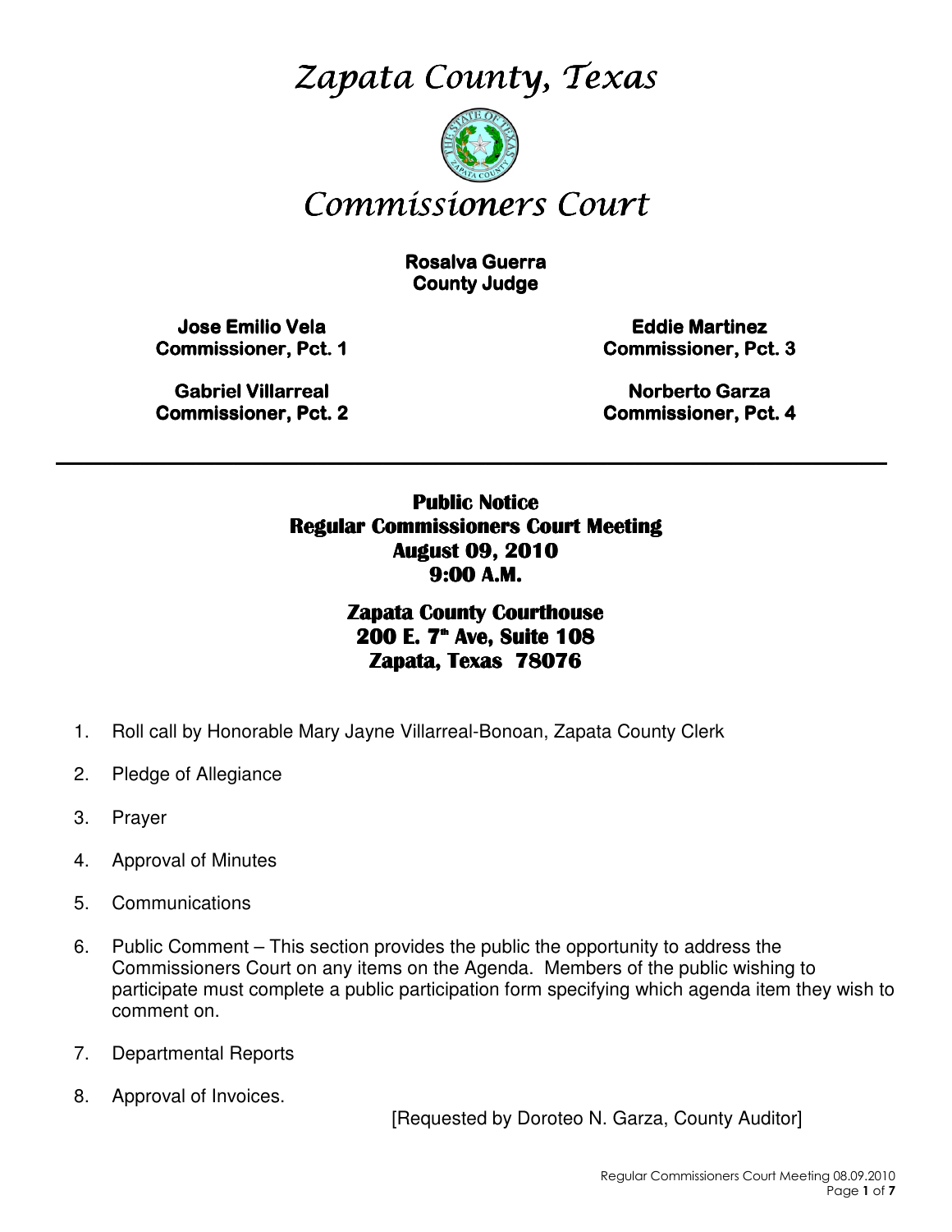# *Zapata County, Texas*

# *Commissioners Court*

**Rosalva Guerra**
**County Judge**

**Jose Emilio Vela**
**Commissioner, Pct. 1**

**Gabriel Villarreal**
**Commissioner, Pct. 2**

**Eddie Martinez**
**Commissioner, Pct. 3**

**Norberto Garza**
**Commissioner, Pct. 4**

---

## Public Notice
## Regular Commissioners Court Meeting
## August 09, 2010
## 9:00 A.M.

## Zapata County Courthouse
## 200 E. 7th Ave, Suite 108
## Zapata, Texas 78076

1. Roll call by Honorable Mary Jayne Villarreal-Bonoan, Zapata County Clerk
2. Pledge of Allegiance
3. Prayer
4. Approval of Minutes
5. Communications
6. Public Comment – This section provides the public the opportunity to address the Commissioners Court on any items on the Agenda. Members of the public wishing to participate must complete a public participation form specifying which agenda item they wish to comment on.
7. Departmental Reports
8. Approval of Invoices.

   [Requested by Doroteo N. Garza, County Auditor]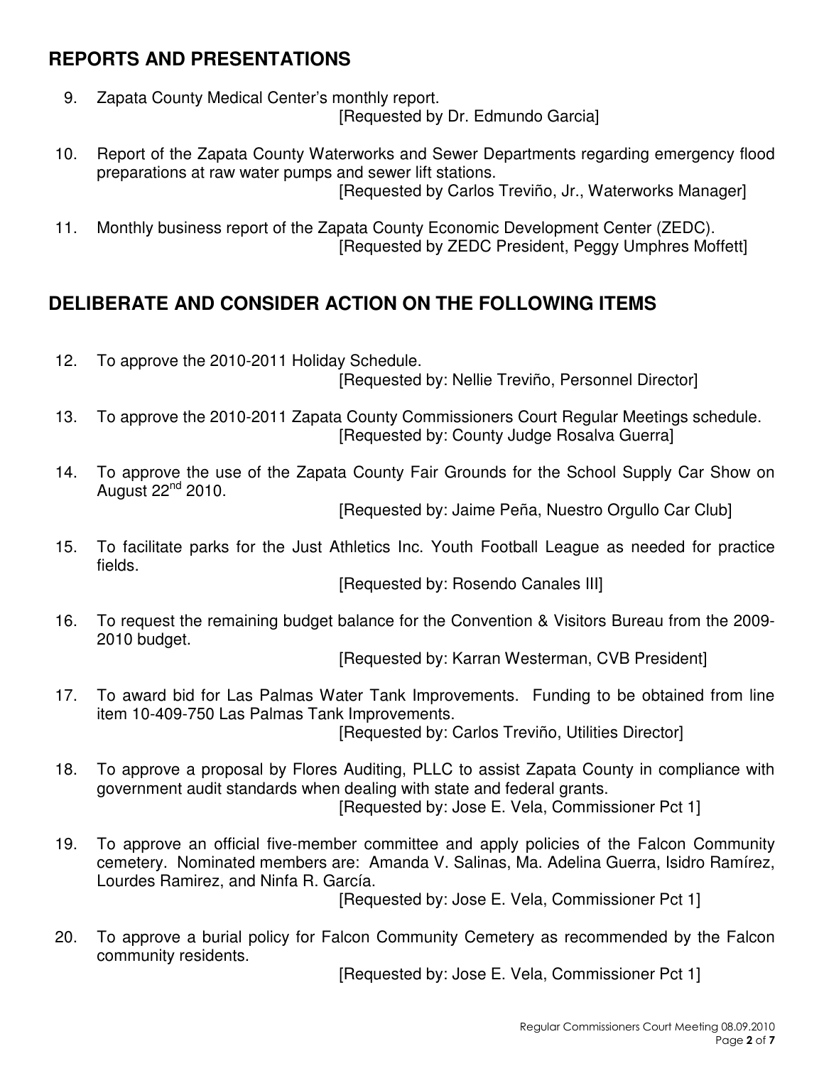## REPORTS AND PRESENTATIONS

9. Zapata County Medical Center's monthly report.
   [Requested by Dr. Edmundo Garcia]

10. Report of the Zapata County Waterworks and Sewer Departments regarding emergency flood preparations at raw water pumps and sewer lift stations.
    [Requested by Carlos Treviño, Jr., Waterworks Manager]

11. Monthly business report of the Zapata County Economic Development Center (ZEDC).
    [Requested by ZEDC President, Peggy Umphres Moffett]

## DELIBERATE AND CONSIDER ACTION ON THE FOLLOWING ITEMS

12. To approve the 2010-2011 Holiday Schedule.
    [Requested by: Nellie Treviño, Personnel Director]

13. To approve the 2010-2011 Zapata County Commissioners Court Regular Meetings schedule.
    [Requested by: County Judge Rosalva Guerra]

14. To approve the use of the Zapata County Fair Grounds for the School Supply Car Show on August 22nd 2010.
    [Requested by: Jaime Peña, Nuestro Orgullo Car Club]

15. To facilitate parks for the Just Athletics Inc. Youth Football League as needed for practice fields.
    [Requested by: Rosendo Canales III]

16. To request the remaining budget balance for the Convention & Visitors Bureau from the 2009-2010 budget.
    [Requested by: Karran Westerman, CVB President]

17. To award bid for Las Palmas Water Tank Improvements. Funding to be obtained from line item 10-409-750 Las Palmas Tank Improvements.
    [Requested by: Carlos Treviño, Utilities Director]

18. To approve a proposal by Flores Auditing, PLLC to assist Zapata County in compliance with government audit standards when dealing with state and federal grants.
    [Requested by: Jose E. Vela, Commissioner Pct 1]

19. To approve an official five-member committee and apply policies of the Falcon Community cemetery. Nominated members are: Amanda V. Salinas, Ma. Adelina Guerra, Isidro Ramírez, Lourdes Ramirez, and Ninfa R. García.
    [Requested by: Jose E. Vela, Commissioner Pct 1]

20. To approve a burial policy for Falcon Community Cemetery as recommended by the Falcon community residents.
    [Requested by: Jose E. Vela, Commissioner Pct 1]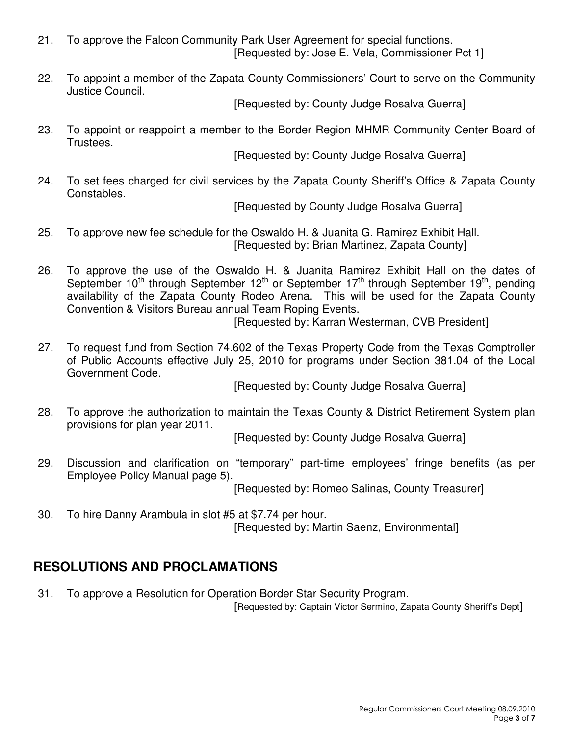21. To approve the Falcon Community Park User Agreement for special functions.
[Requested by: Jose E. Vela, Commissioner Pct 1]

22. To appoint a member of the Zapata County Commissioners' Court to serve on the Community Justice Council.
[Requested by: County Judge Rosalva Guerra]

23. To appoint or reappoint a member to the Border Region MHMR Community Center Board of Trustees.
[Requested by: County Judge Rosalva Guerra]

24. To set fees charged for civil services by the Zapata County Sheriff's Office & Zapata County Constables.
[Requested by County Judge Rosalva Guerra]

25. To approve new fee schedule for the Oswaldo H. & Juanita G. Ramirez Exhibit Hall.
[Requested by: Brian Martinez, Zapata County]

26. To approve the use of the Oswaldo H. & Juanita Ramirez Exhibit Hall on the dates of September 10th through September 12th or September 17th through September 19th, pending availability of the Zapata County Rodeo Arena. This will be used for the Zapata County Convention & Visitors Bureau annual Team Roping Events.
[Requested by: Karran Westerman, CVB President]

27. To request fund from Section 74.602 of the Texas Property Code from the Texas Comptroller of Public Accounts effective July 25, 2010 for programs under Section 381.04 of the Local Government Code.
[Requested by: County Judge Rosalva Guerra]

28. To approve the authorization to maintain the Texas County & District Retirement System plan provisions for plan year 2011.
[Requested by: County Judge Rosalva Guerra]

29. Discussion and clarification on "temporary" part-time employees' fringe benefits (as per Employee Policy Manual page 5).
[Requested by: Romeo Salinas, County Treasurer]

30. To hire Danny Arambula in slot #5 at $7.74 per hour.
[Requested by: Martin Saenz, Environmental]

## RESOLUTIONS AND PROCLAMATIONS

31. To approve a Resolution for Operation Border Star Security Program.
[Requested by: Captain Victor Sermino, Zapata County Sheriff's Dept]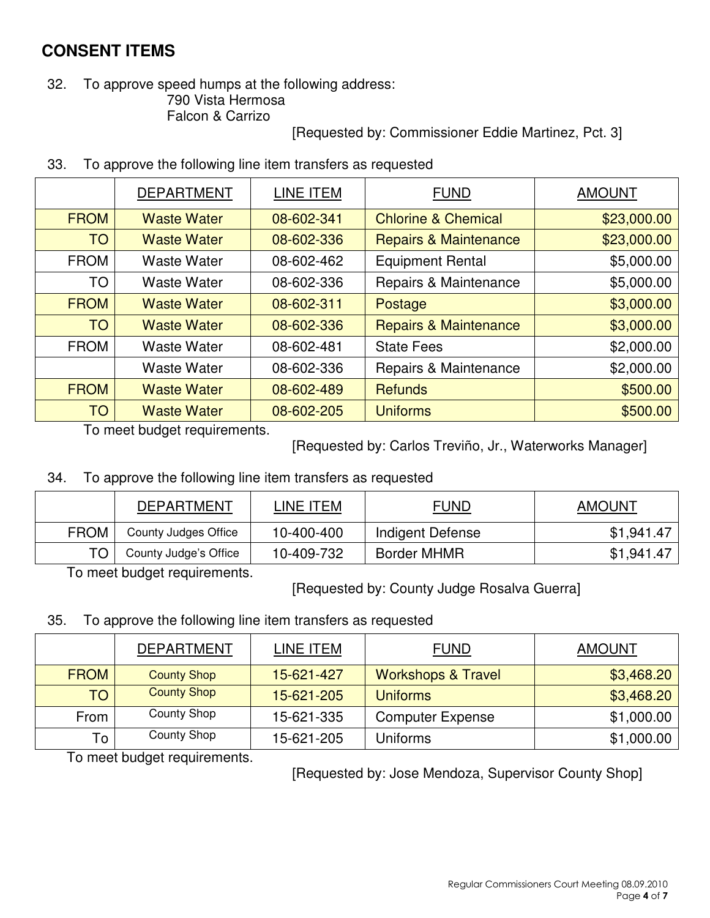## CONSENT ITEMS

32. To approve speed humps at the following address:
    790 Vista Hermosa
    Falcon & Carrizo

    [Requested by: Commissioner Eddie Martinez, Pct. 3]

33. To approve the following line item transfers as requested

| | DEPARTMENT | LINE ITEM | FUND | AMOUNT |
|---|---|---|---|---|
| FROM | Waste Water | 08-602-341 | Chlorine & Chemical | $23,000.00 |
| TO | Waste Water | 08-602-336 | Repairs & Maintenance | $23,000.00 |
| FROM | Waste Water | 08-602-462 | Equipment Rental | $5,000.00 |
| TO | Waste Water | 08-602-336 | Repairs & Maintenance | $5,000.00 |
| FROM | Waste Water | 08-602-311 | Postage | $3,000.00 |
| TO | Waste Water | 08-602-336 | Repairs & Maintenance | $3,000.00 |
| FROM | Waste Water | 08-602-481 | State Fees | $2,000.00 |
| | Waste Water | 08-602-336 | Repairs & Maintenance | $2,000.00 |
| FROM | Waste Water | 08-602-489 | Refunds | $500.00 |
| TO | Waste Water | 08-602-205 | Uniforms | $500.00 |

To meet budget requirements.

[Requested by: Carlos Treviño, Jr., Waterworks Manager]

34. To approve the following line item transfers as requested

| | DEPARTMENT | LINE ITEM | FUND | AMOUNT |
|---|---|---|---|---|
| FROM | County Judges Office | 10-400-400 | Indigent Defense | $1,941.47 |
| TO | County Judge's Office | 10-409-732 | Border MHMR | $1,941.47 |

To meet budget requirements.

[Requested by: County Judge Rosalva Guerra]

35. To approve the following line item transfers as requested

| | DEPARTMENT | LINE ITEM | FUND | AMOUNT |
|---|---|---|---|---|
| FROM | County Shop | 15-621-427 | Workshops & Travel | $3,468.20 |
| TO | County Shop | 15-621-205 | Uniforms | $3,468.20 |
| From | County Shop | 15-621-335 | Computer Expense | $1,000.00 |
| To | County Shop | 15-621-205 | Uniforms | $1,000.00 |

To meet budget requirements.

[Requested by: Jose Mendoza, Supervisor County Shop]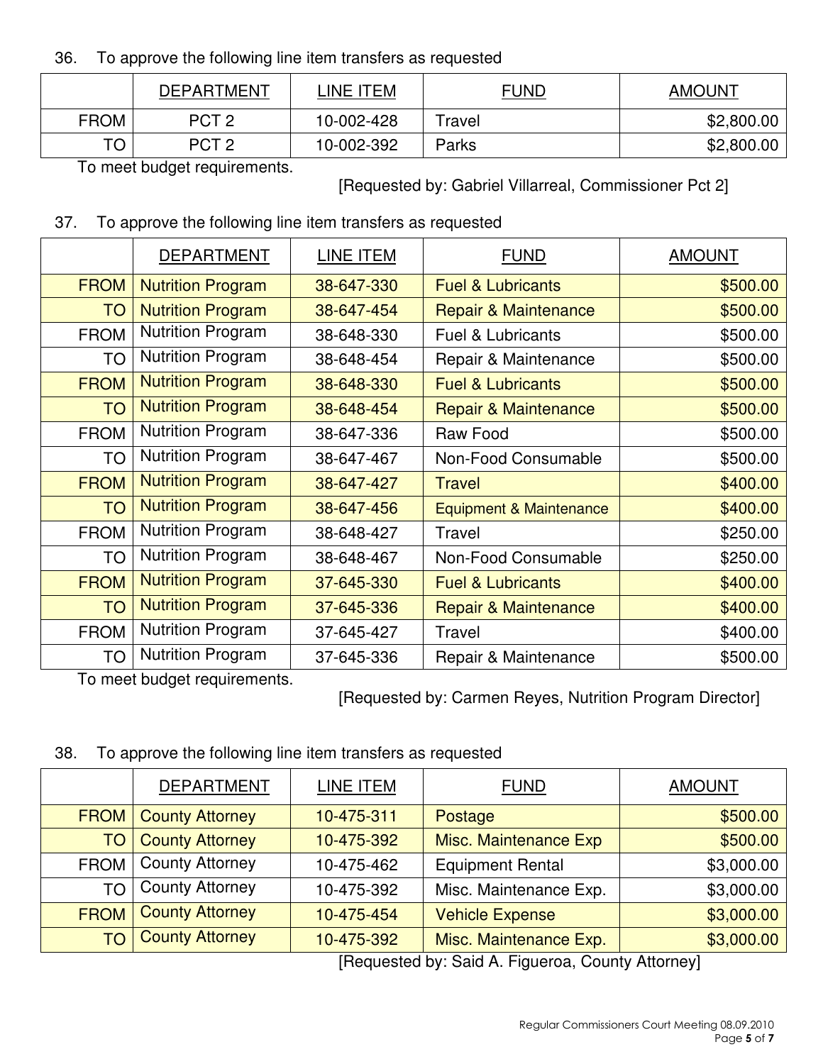36. To approve the following line item transfers as requested

| | DEPARTMENT | LINE ITEM | FUND | AMOUNT |
|---|---|---|---|---|
| FROM | PCT 2 | 10-002-428 | Travel | $2,800.00 |
| TO | PCT 2 | 10-002-392 | Parks | $2,800.00 |

To meet budget requirements.

[Requested by: Gabriel Villarreal, Commissioner Pct 2]

37. To approve the following line item transfers as requested

| | DEPARTMENT | LINE ITEM | FUND | AMOUNT |
|---|---|---|---|---|
| FROM | Nutrition Program | 38-647-330 | Fuel & Lubricants | $500.00 |
| TO | Nutrition Program | 38-647-454 | Repair & Maintenance | $500.00 |
| FROM | Nutrition Program | 38-648-330 | Fuel & Lubricants | $500.00 |
| TO | Nutrition Program | 38-648-454 | Repair & Maintenance | $500.00 |
| FROM | Nutrition Program | 38-648-330 | Fuel & Lubricants | $500.00 |
| TO | Nutrition Program | 38-648-454 | Repair & Maintenance | $500.00 |
| FROM | Nutrition Program | 38-647-336 | Raw Food | $500.00 |
| TO | Nutrition Program | 38-647-467 | Non-Food Consumable | $500.00 |
| FROM | Nutrition Program | 38-647-427 | Travel | $400.00 |
| TO | Nutrition Program | 38-647-456 | Equipment & Maintenance | $400.00 |
| FROM | Nutrition Program | 38-648-427 | Travel | $250.00 |
| TO | Nutrition Program | 38-648-467 | Non-Food Consumable | $250.00 |
| FROM | Nutrition Program | 37-645-330 | Fuel & Lubricants | $400.00 |
| TO | Nutrition Program | 37-645-336 | Repair & Maintenance | $400.00 |
| FROM | Nutrition Program | 37-645-427 | Travel | $400.00 |
| TO | Nutrition Program | 37-645-336 | Repair & Maintenance | $500.00 |

To meet budget requirements.

[Requested by: Carmen Reyes, Nutrition Program Director]

38. To approve the following line item transfers as requested

| | DEPARTMENT | LINE ITEM | FUND | AMOUNT |
|---|---|---|---|---|
| FROM | County Attorney | 10-475-311 | Postage | $500.00 |
| TO | County Attorney | 10-475-392 | Misc. Maintenance Exp | $500.00 |
| FROM | County Attorney | 10-475-462 | Equipment Rental | $3,000.00 |
| TO | County Attorney | 10-475-392 | Misc. Maintenance Exp. | $3,000.00 |
| FROM | County Attorney | 10-475-454 | Vehicle Expense | $3,000.00 |
| TO | County Attorney | 10-475-392 | Misc. Maintenance Exp. | $3,000.00 |

[Requested by: Said A. Figueroa, County Attorney]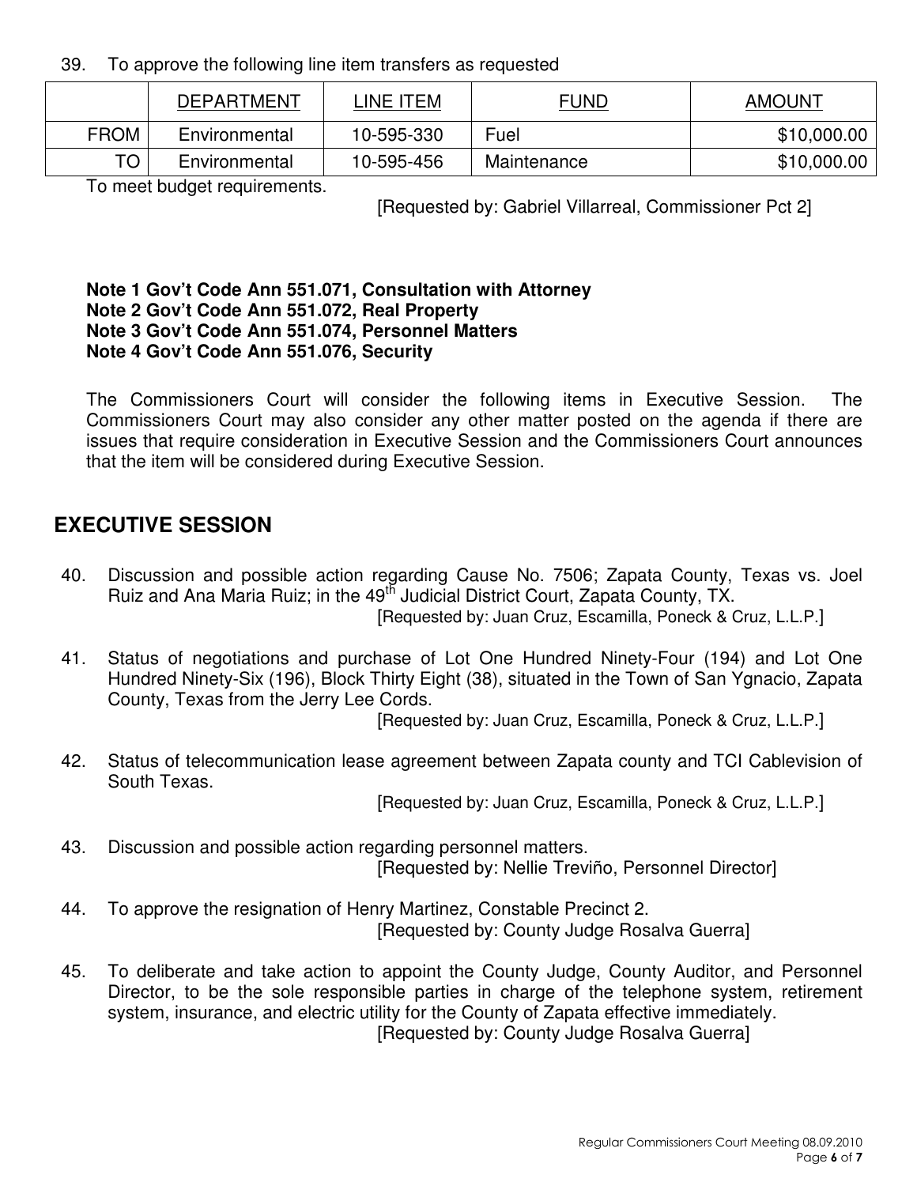39. To approve the following line item transfers as requested

| | DEPARTMENT | LINE ITEM | FUND | AMOUNT |
|---|---|---|---|---|
| FROM | Environmental | 10-595-330 | Fuel | $10,000.00 |
| TO | Environmental | 10-595-456 | Maintenance | $10,000.00 |

To meet budget requirements.

[Requested by: Gabriel Villarreal, Commissioner Pct 2]

**Note 1 Gov't Code Ann 551.071, Consultation with Attorney**
**Note 2 Gov't Code Ann 551.072, Real Property**
**Note 3 Gov't Code Ann 551.074, Personnel Matters**
**Note 4 Gov't Code Ann 551.076, Security**

The Commissioners Court will consider the following items in Executive Session. The Commissioners Court may also consider any other matter posted on the agenda if there are issues that require consideration in Executive Session and the Commissioners Court announces that the item will be considered during Executive Session.

## EXECUTIVE SESSION

40. Discussion and possible action regarding Cause No. 7506; Zapata County, Texas vs. Joel Ruiz and Ana Maria Ruiz; in the 49th Judicial District Court, Zapata County, TX.
[Requested by: Juan Cruz, Escamilla, Poneck & Cruz, L.L.P.]

41. Status of negotiations and purchase of Lot One Hundred Ninety-Four (194) and Lot One Hundred Ninety-Six (196), Block Thirty Eight (38), situated in the Town of San Ygnacio, Zapata County, Texas from the Jerry Lee Cords.
[Requested by: Juan Cruz, Escamilla, Poneck & Cruz, L.L.P.]

42. Status of telecommunication lease agreement between Zapata county and TCI Cablevision of South Texas.
[Requested by: Juan Cruz, Escamilla, Poneck & Cruz, L.L.P.]

43. Discussion and possible action regarding personnel matters.
[Requested by: Nellie Treviño, Personnel Director]

44. To approve the resignation of Henry Martinez, Constable Precinct 2.
[Requested by: County Judge Rosalva Guerra]

45. To deliberate and take action to appoint the County Judge, County Auditor, and Personnel Director, to be the sole responsible parties in charge of the telephone system, retirement system, insurance, and electric utility for the County of Zapata effective immediately.
[Requested by: County Judge Rosalva Guerra]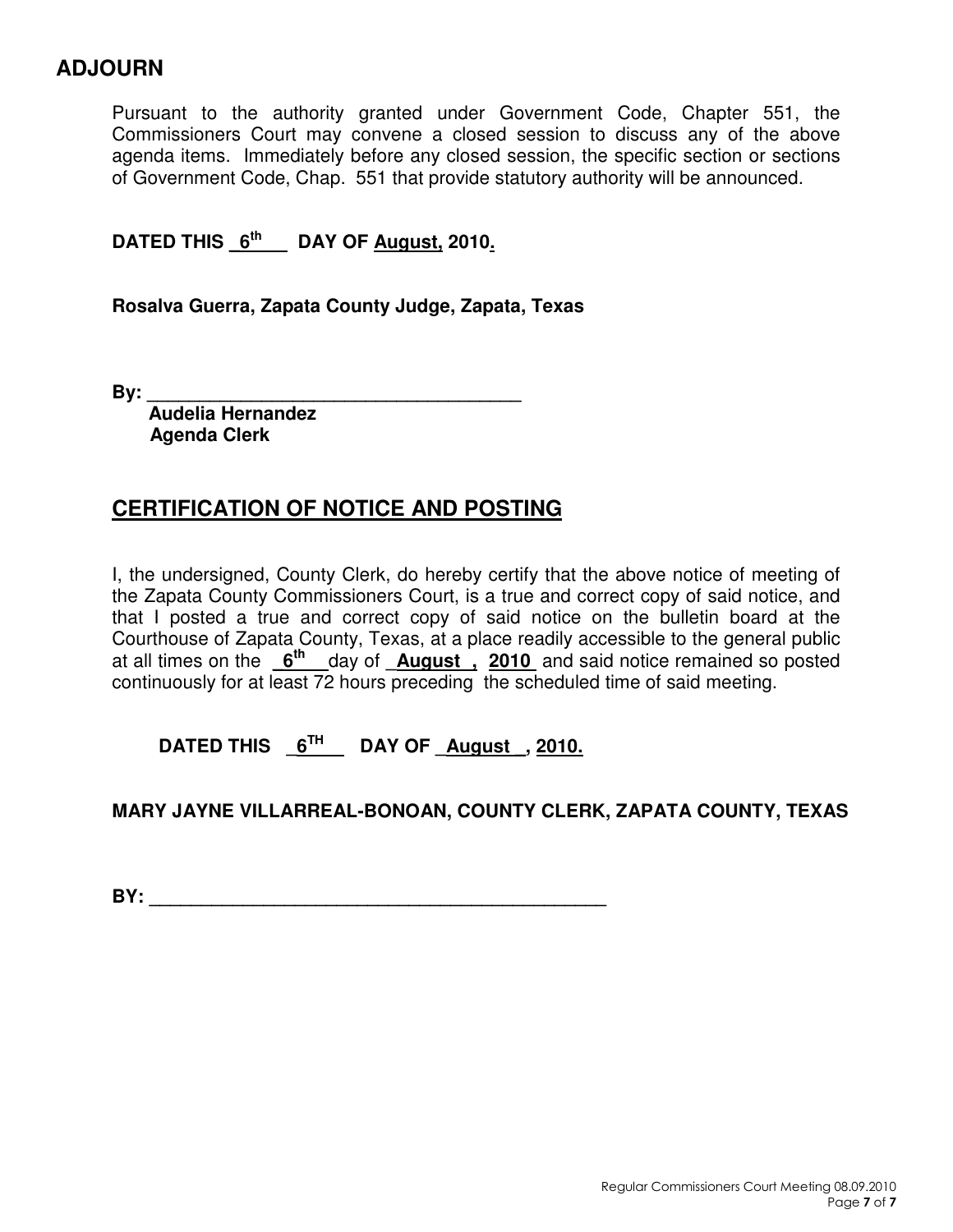## ADJOURN

Pursuant to the authority granted under Government Code, Chapter 551, the Commissioners Court may convene a closed session to discuss any of the above agenda items. Immediately before any closed session, the specific section or sections of Government Code, Chap. 551 that provide statutory authority will be announced.

**DATED THIS 6th DAY OF August, 2010.**

**Rosalva Guerra, Zapata County Judge, Zapata, Texas**

**By: _____________________________________**
**Audelia Hernandez**
**Agenda Clerk**

## CERTIFICATION OF NOTICE AND POSTING

I, the undersigned, County Clerk, do hereby certify that the above notice of meeting of the Zapata County Commissioners Court, is a true and correct copy of said notice, and that I posted a true and correct copy of said notice on the bulletin board at the Courthouse of Zapata County, Texas, at a place readily accessible to the general public at all times on the **6th** day of **August , 2010** and said notice remained so posted continuously for at least 72 hours preceding the scheduled time of said meeting.

**DATED THIS 6TH DAY OF August, 2010.**

**MARY JAYNE VILLARREAL-BONOAN, COUNTY CLERK, ZAPATA COUNTY, TEXAS**

**BY: _____________________________________________**